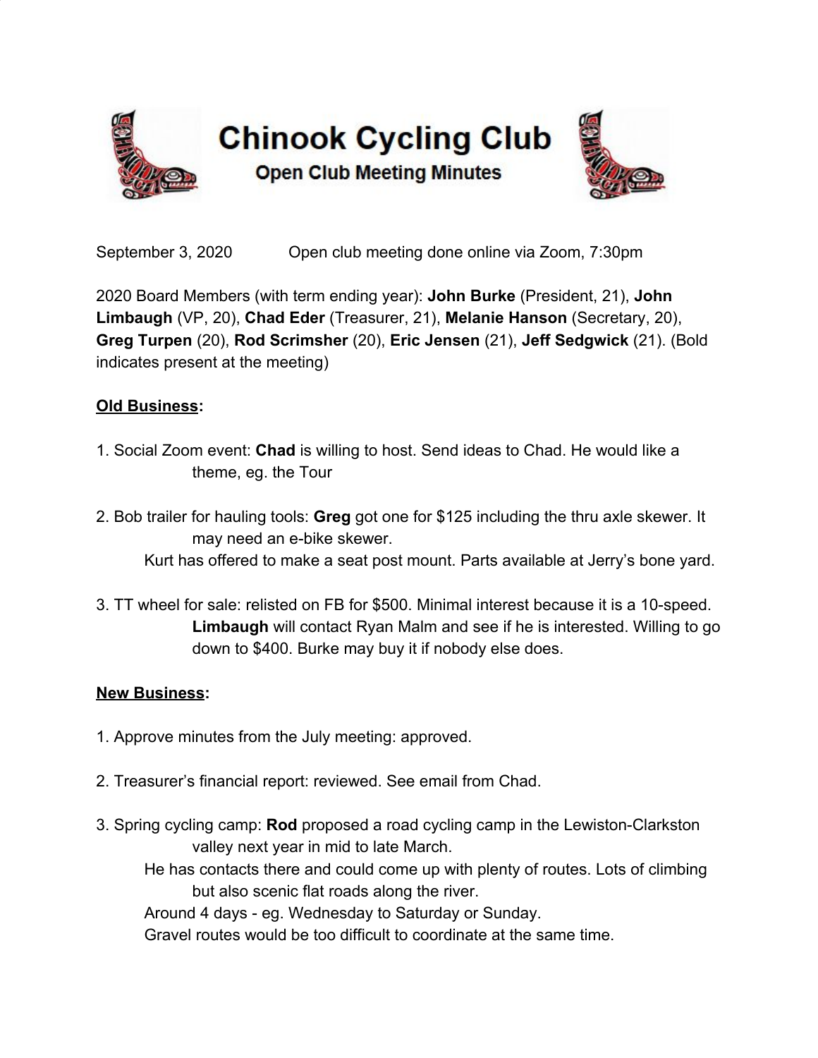# Chinook Cycling Club

## Open Club Meeting Minutes

September 3, 2020 Open club meeting done online via Zoom, 7:30pm

2020 Board Members (with term ending year): **John Burke** (President, 21), **John Limbaugh** (VP, 20), **Chad Eder** (Treasurer, 21), **Melanie Hanson** (Secretary, 20), **Greg Turpen** (20), **Rod Scrimsher** (20), **Eric Jensen** (21), **Jeff Sedgwick** (21). (Bold indicates present at the meeting)

**Old Business:**

1. Social Zoom event: **Chad** is willing to host. Send ideas to Chad. He would like a theme, eg. the Tour

2. Bob trailer for hauling tools: **Greg** got one for $125 including the thru axle skewer. It may need an e-bike skewer.
   Kurt has offered to make a seat post mount. Parts available at Jerry's bone yard.

3. TT wheel for sale: relisted on FB for $500. Minimal interest because it is a 10-speed. **Limbaugh** will contact Ryan Malm and see if he is interested. Willing to go down to $400. Burke may buy it if nobody else does.

**New Business:**

1. Approve minutes from the July meeting: approved.

2. Treasurer's financial report: reviewed. See email from Chad.

3. Spring cycling camp: **Rod** proposed a road cycling camp in the Lewiston-Clarkston valley next year in mid to late March.
   He has contacts there and could come up with plenty of routes. Lots of climbing but also scenic flat roads along the river.
   Around 4 days - eg. Wednesday to Saturday or Sunday.
   Gravel routes would be too difficult to coordinate at the same time.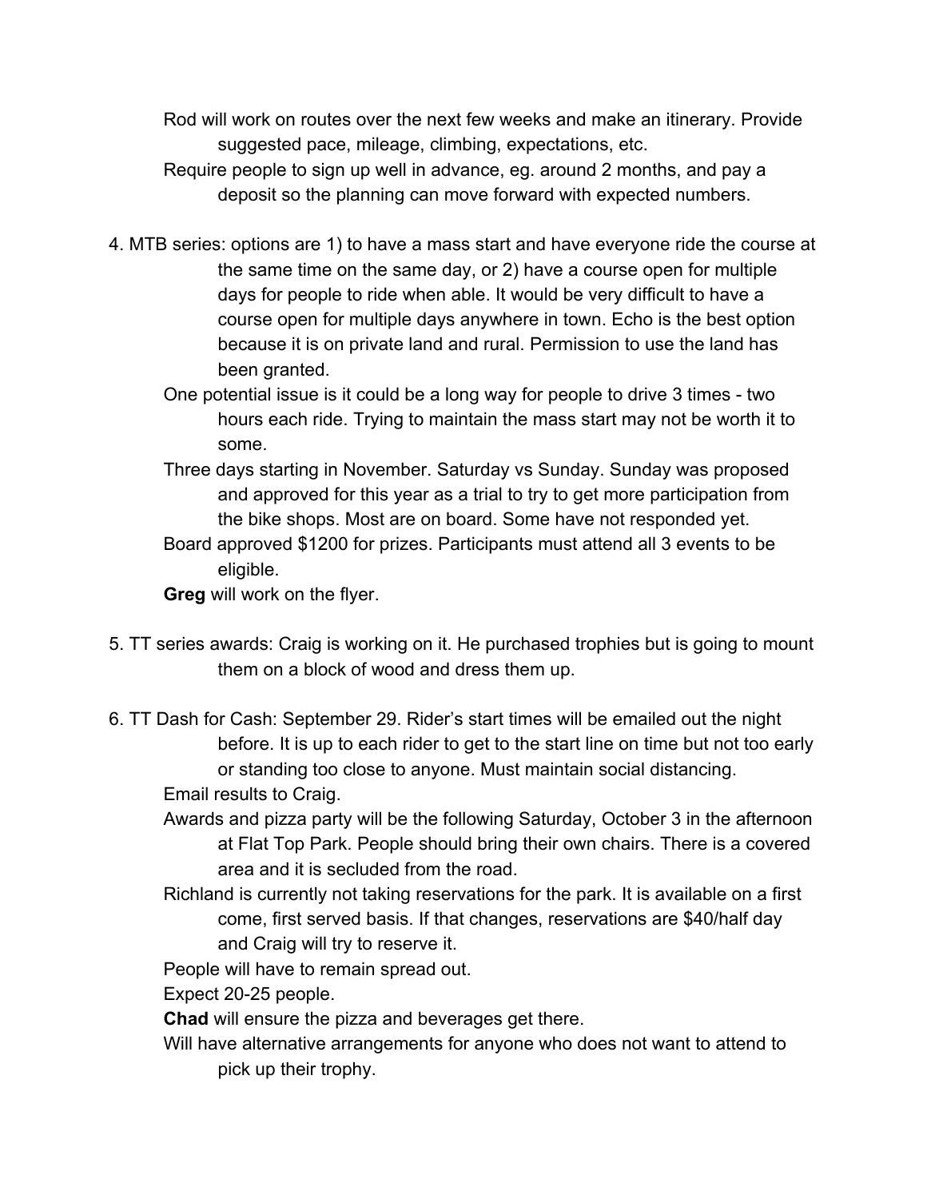Rod will work on routes over the next few weeks and make an itinerary. Provide suggested pace, mileage, climbing, expectations, etc.

Require people to sign up well in advance, eg. around 2 months, and pay a deposit so the planning can move forward with expected numbers.

4. MTB series: options are 1) to have a mass start and have everyone ride the course at the same time on the same day, or 2) have a course open for multiple days for people to ride when able. It would be very difficult to have a course open for multiple days anywhere in town. Echo is the best option because it is on private land and rural. Permission to use the land has been granted.

   One potential issue is it could be a long way for people to drive 3 times - two hours each ride. Trying to maintain the mass start may not be worth it to some.

   Three days starting in November. Saturday vs Sunday. Sunday was proposed and approved for this year as a trial to try to get more participation from the bike shops. Most are on board. Some have not responded yet.

   Board approved $1200 for prizes. Participants must attend all 3 events to be eligible.

   **Greg** will work on the flyer.

5. TT series awards: Craig is working on it. He purchased trophies but is going to mount them on a block of wood and dress them up.

6. TT Dash for Cash: September 29. Rider's start times will be emailed out the night before. It is up to each rider to get to the start line on time but not too early or standing too close to anyone. Must maintain social distancing.

   Email results to Craig.

   Awards and pizza party will be the following Saturday, October 3 in the afternoon at Flat Top Park. People should bring their own chairs. There is a covered area and it is secluded from the road.

   Richland is currently not taking reservations for the park. It is available on a first come, first served basis. If that changes, reservations are $40/half day and Craig will try to reserve it.

   People will have to remain spread out.

   Expect 20-25 people.

   **Chad** will ensure the pizza and beverages get there.

   Will have alternative arrangements for anyone who does not want to attend to pick up their trophy.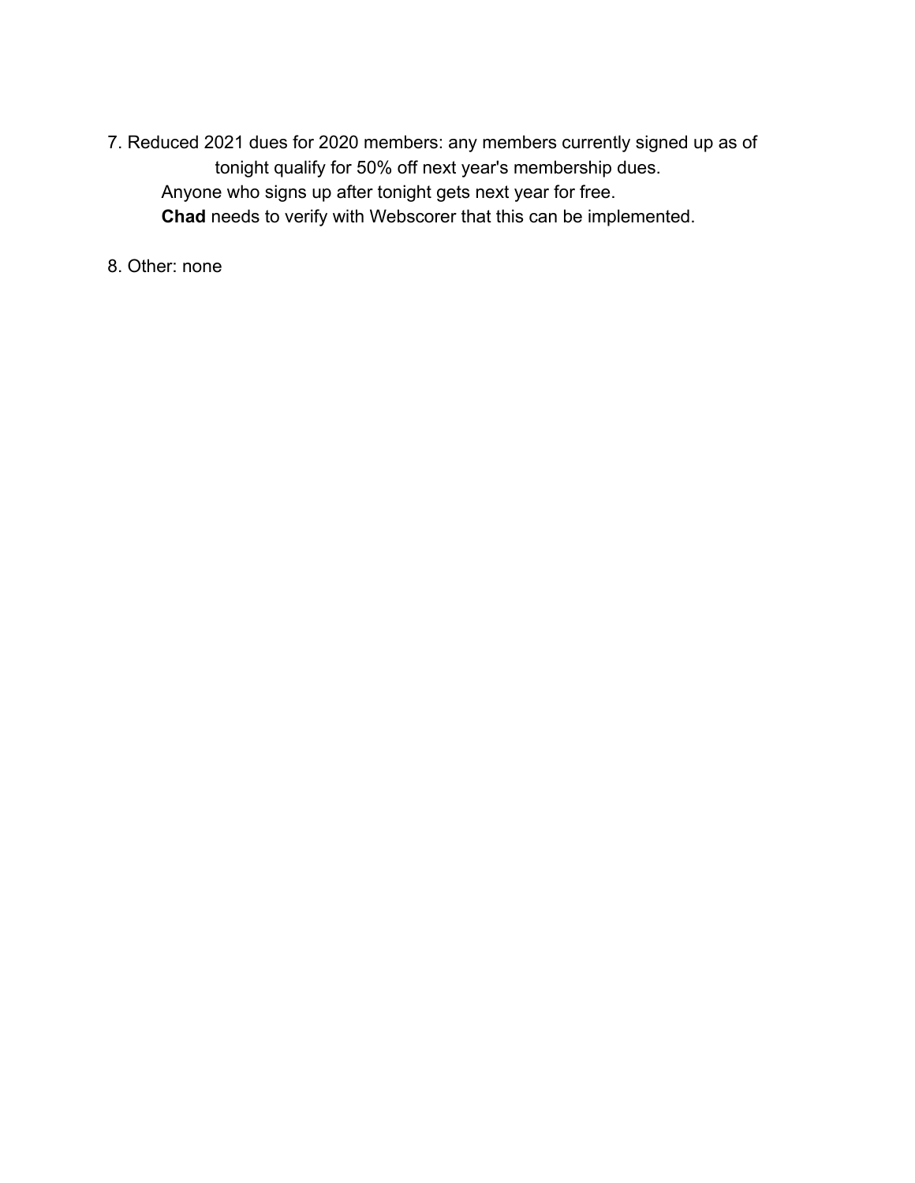7. Reduced 2021 dues for 2020 members: any members currently signed up as of tonight qualify for 50% off next year's membership dues.

   Anyone who signs up after tonight gets next year for free.

   **Chad** needs to verify with Webscorer that this can be implemented.

8. Other: none